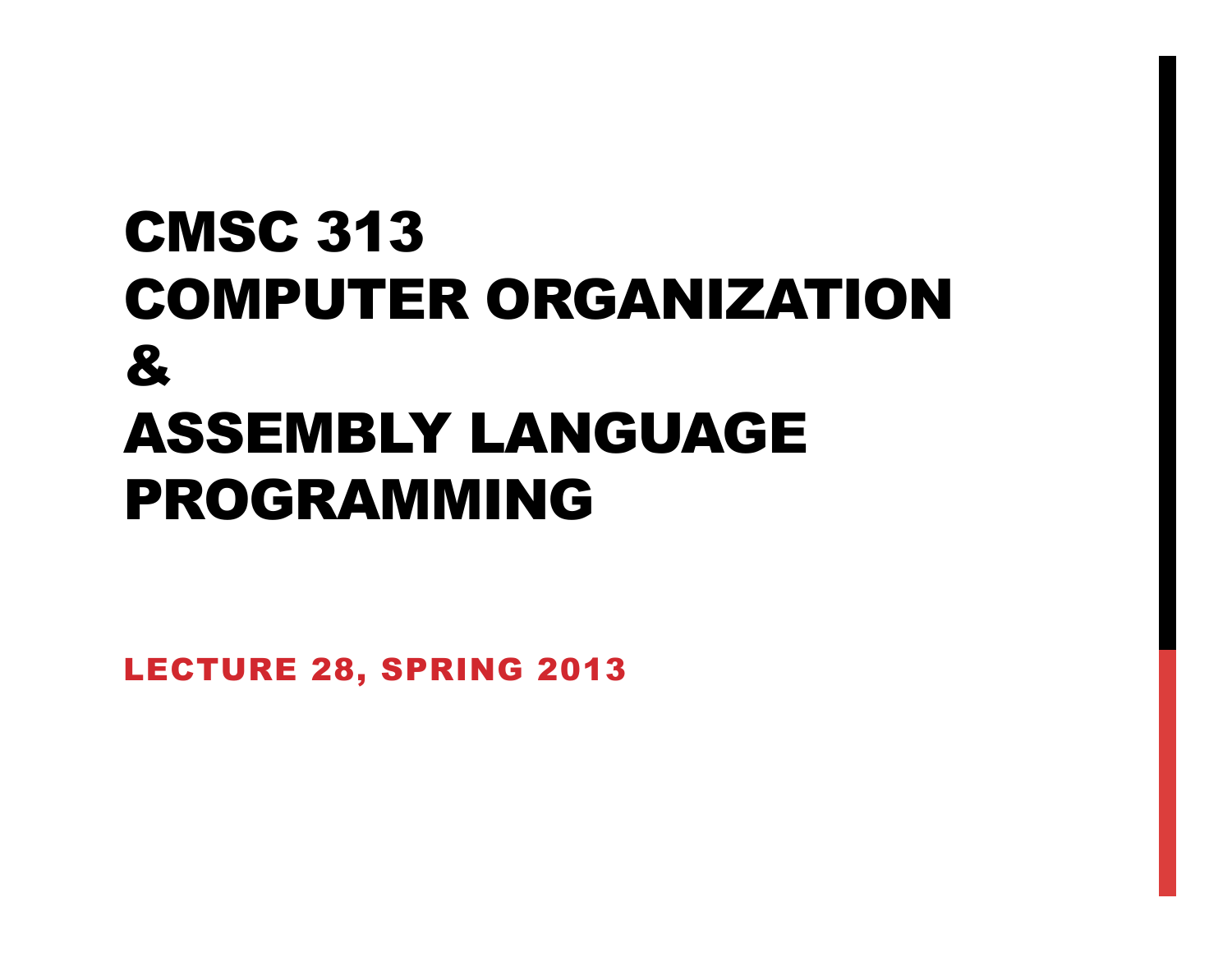# CMSC 313 COMPUTER ORGANIZATION & ASSEMBLY LANGUAGE PROGRAMMING

LECTURE 28, SPRING 2013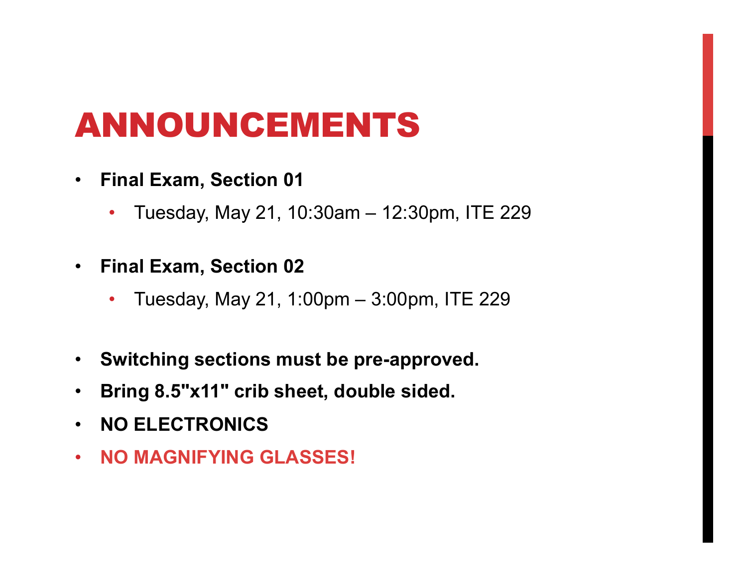# ANNOUNCEMENTS

- **Final Exam, Section 01**
  - Tuesday, May 21, 10:30am – 12:30pm, ITE 229
- **Final Exam, Section 02**
  - Tuesday, May 21, 1:00pm – 3:00pm, ITE 229
- **Switching sections must be pre-approved.**
- **Bring 8.5"x11" crib sheet, double sided.**
- **NO ELECTRONICS**
- **NO MAGNIFYING GLASSES!**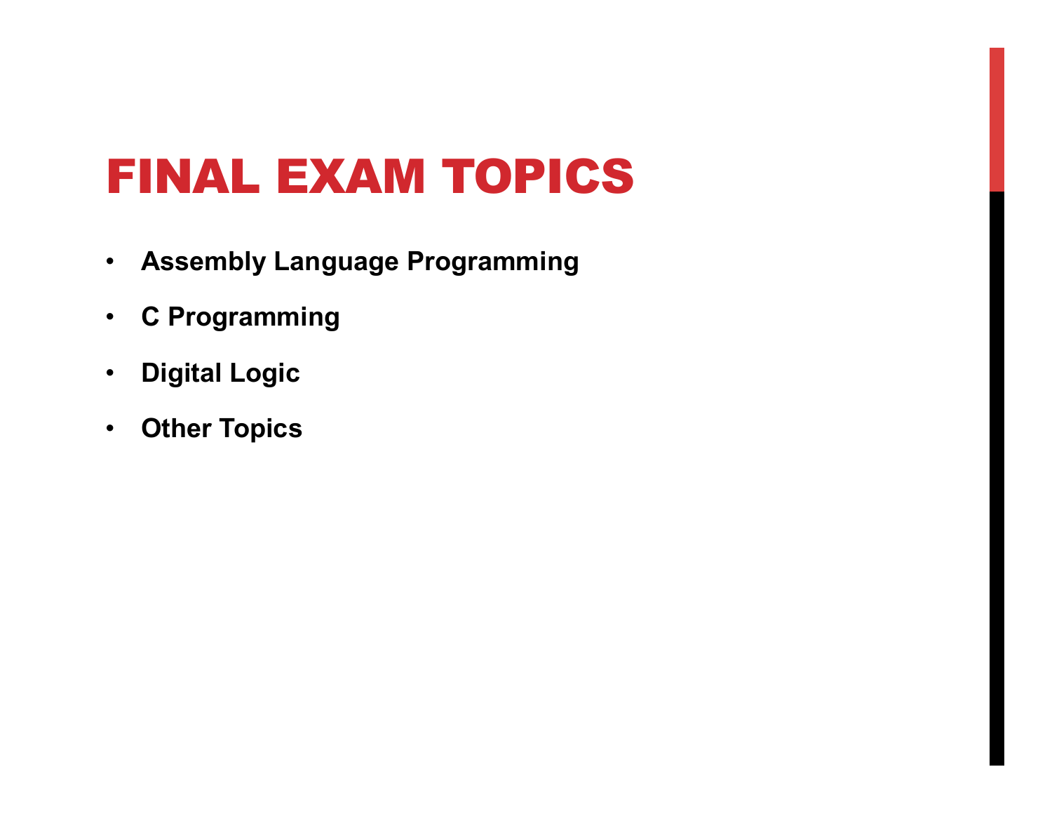# FINAL EXAM TOPICS

- **Assembly Language Programming**
- **C Programming**
- **Digital Logic**
- **Other Topics**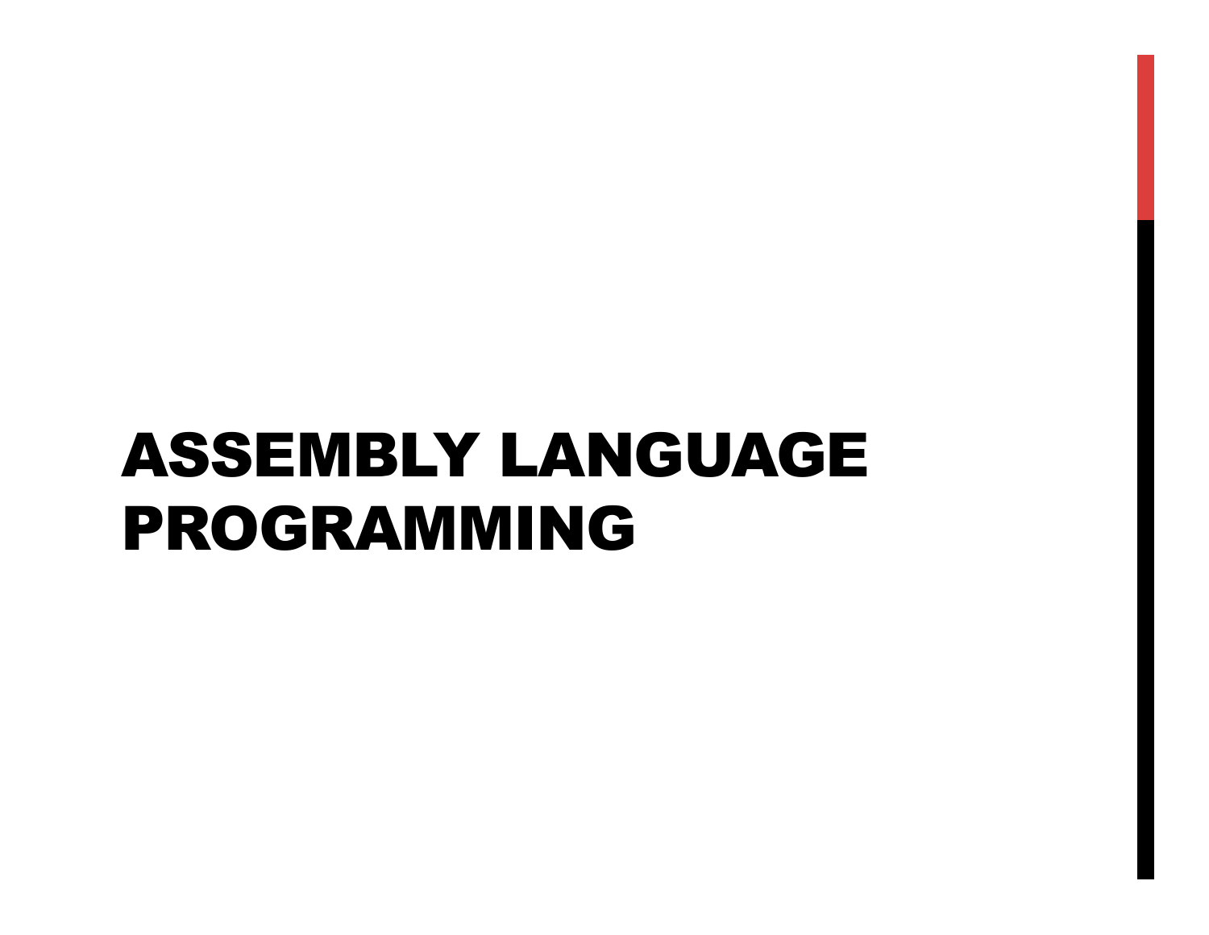# ASSEMBLY LANGUAGE PROGRAMMING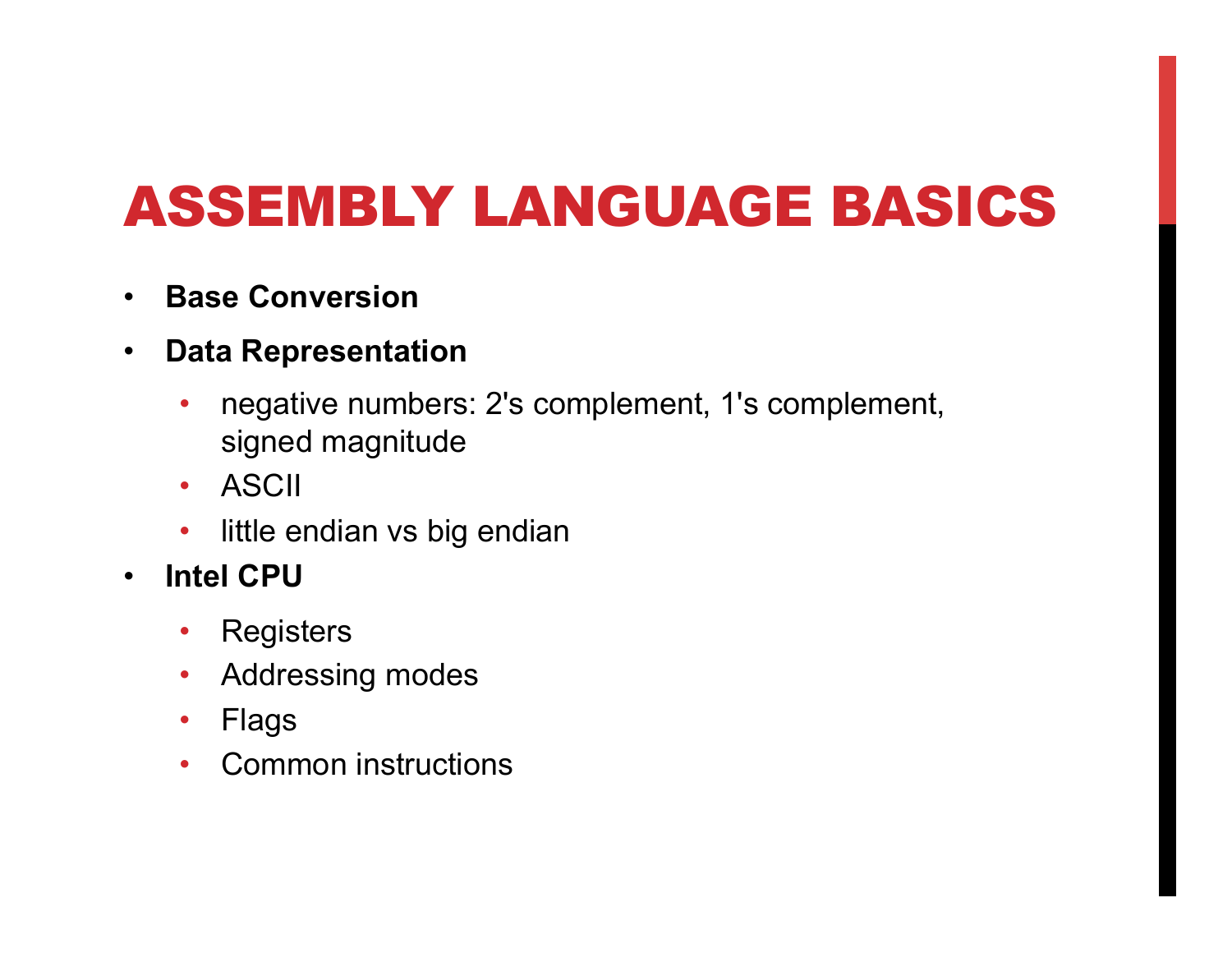# ASSEMBLY LANGUAGE BASICS

- **Base Conversion**
- **Data Representation**
  - negative numbers: 2's complement, 1's complement, signed magnitude
  - ASCII
  - little endian vs big endian
- **Intel CPU**
  - Registers
  - Addressing modes
  - Flags
  - Common instructions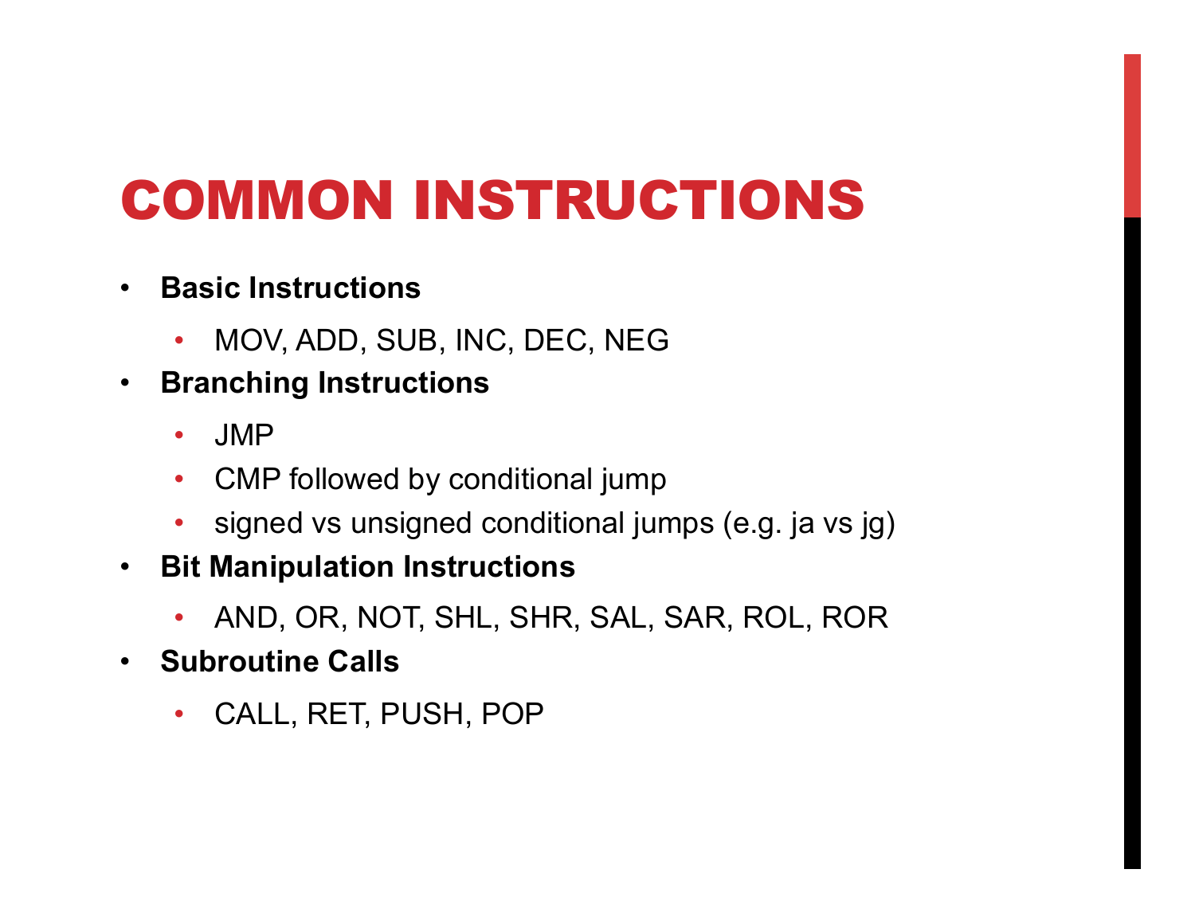# COMMON INSTRUCTIONS

- **Basic Instructions**
  - MOV, ADD, SUB, INC, DEC, NEG
- **Branching Instructions**
  - JMP
  - CMP followed by conditional jump
  - signed vs unsigned conditional jumps (e.g. ja vs jg)
- **Bit Manipulation Instructions**
  - AND, OR, NOT, SHL, SHR, SAL, SAR, ROL, ROR
- **Subroutine Calls**
  - CALL, RET, PUSH, POP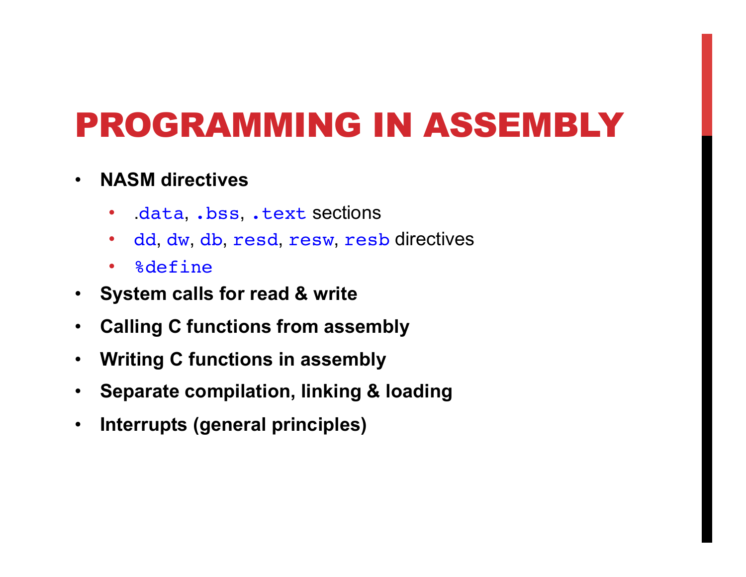# PROGRAMMING IN ASSEMBLY

- **NASM directives**
  - `.data`, `.bss`, `.text` sections
  - `dd`, `dw`, `db`, `resd`, `resw`, `resb` directives
  - `%define`
- **System calls for read & write**
- **Calling C functions from assembly**
- **Writing C functions in assembly**
- **Separate compilation, linking & loading**
- **Interrupts (general principles)**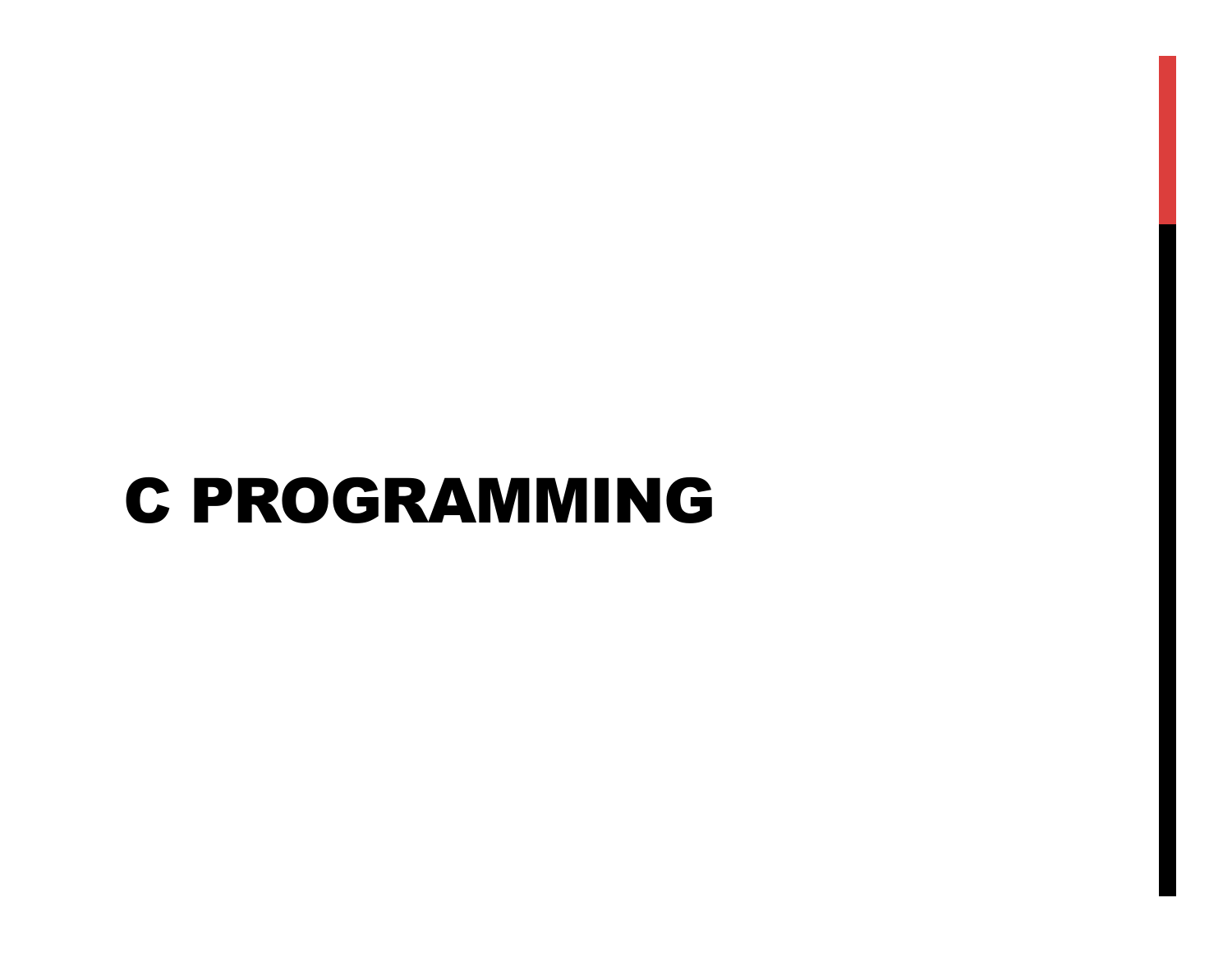# C PROGRAMMING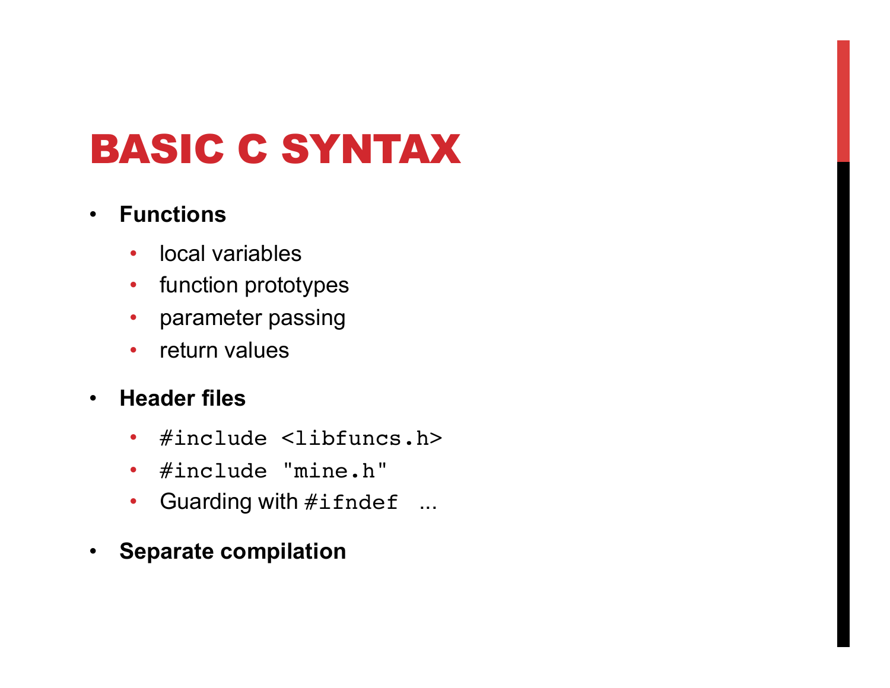# BASIC C SYNTAX

- **Functions**
  - local variables
  - function prototypes
  - parameter passing
  - return values
- **Header files**
  - `#include <libfuncs.h>`
  - `#include "mine.h"`
  - Guarding with `#ifndef` ...
- **Separate compilation**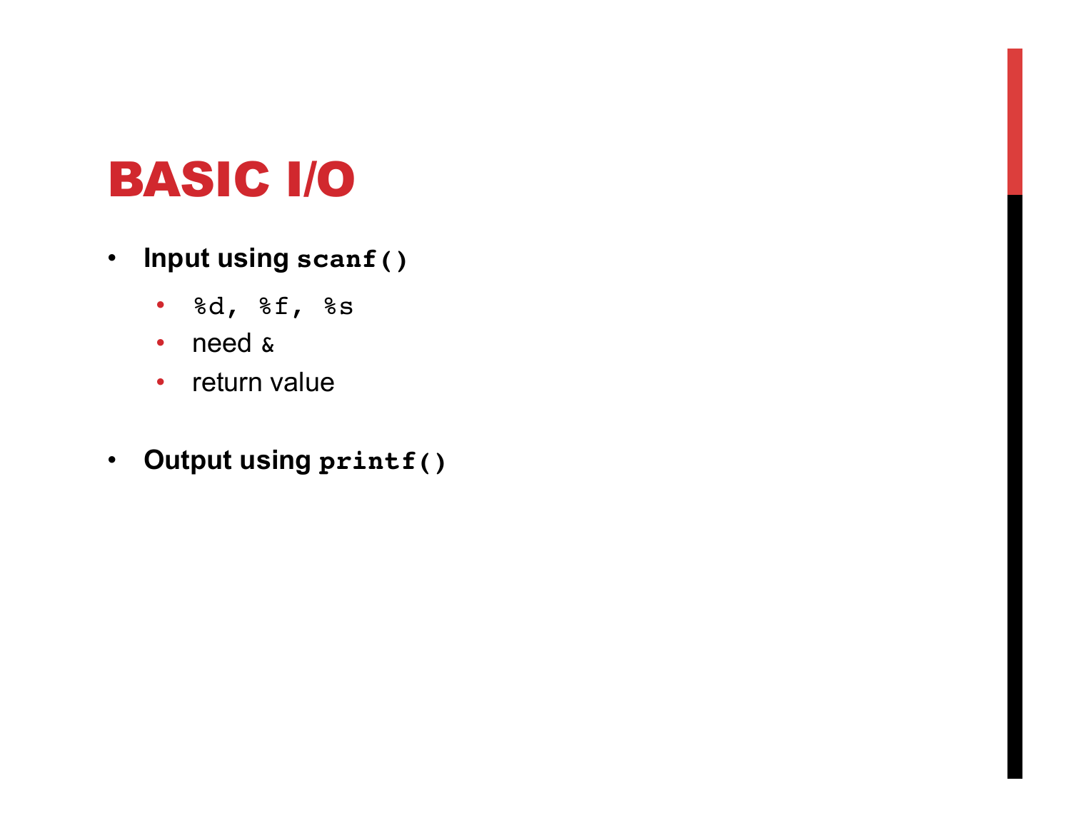# BASIC I/O

- **Input using `scanf()`**
  - `%d, %f, %s`
  - need `&`
  - return value
- **Output using `printf()`**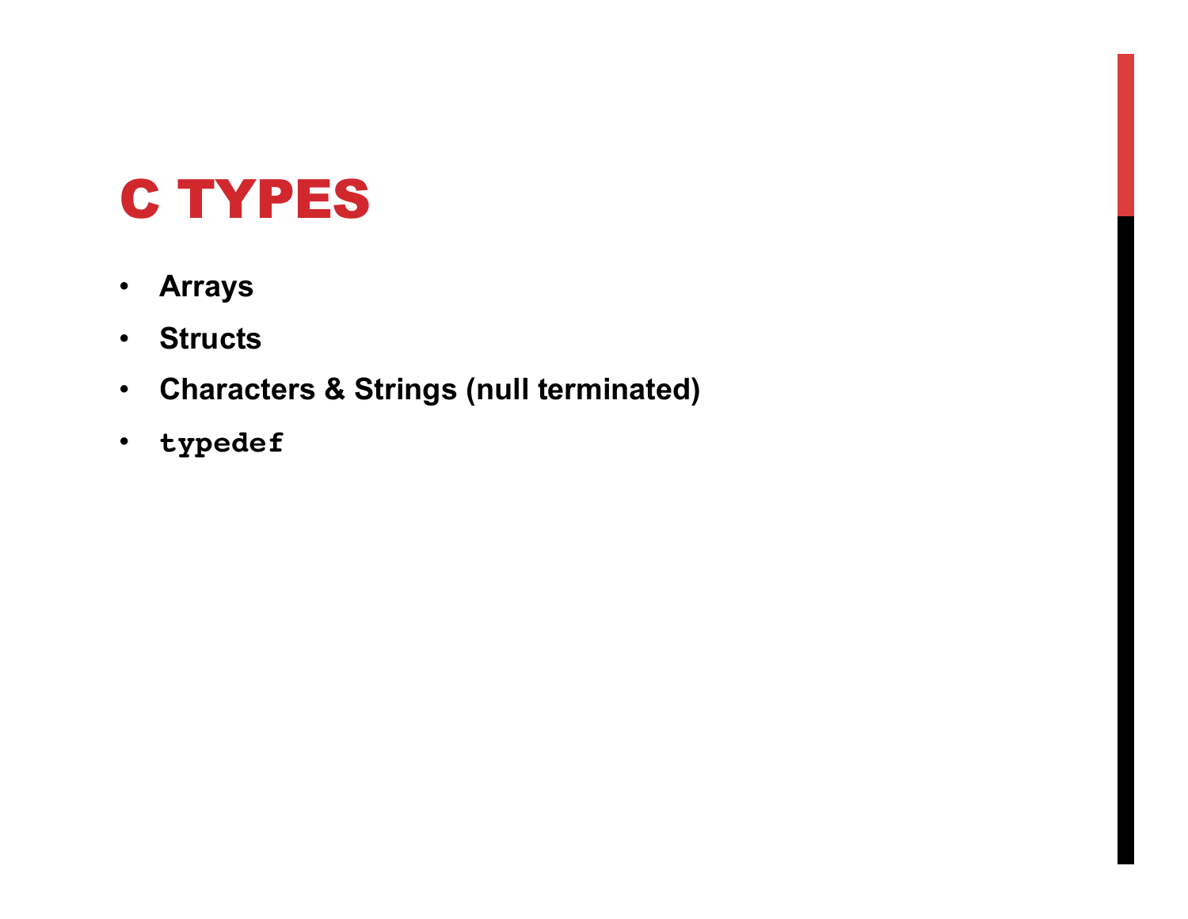# C TYPES

- **Arrays**
- **Structs**
- **Characters & Strings (null terminated)**
- **`typedef`**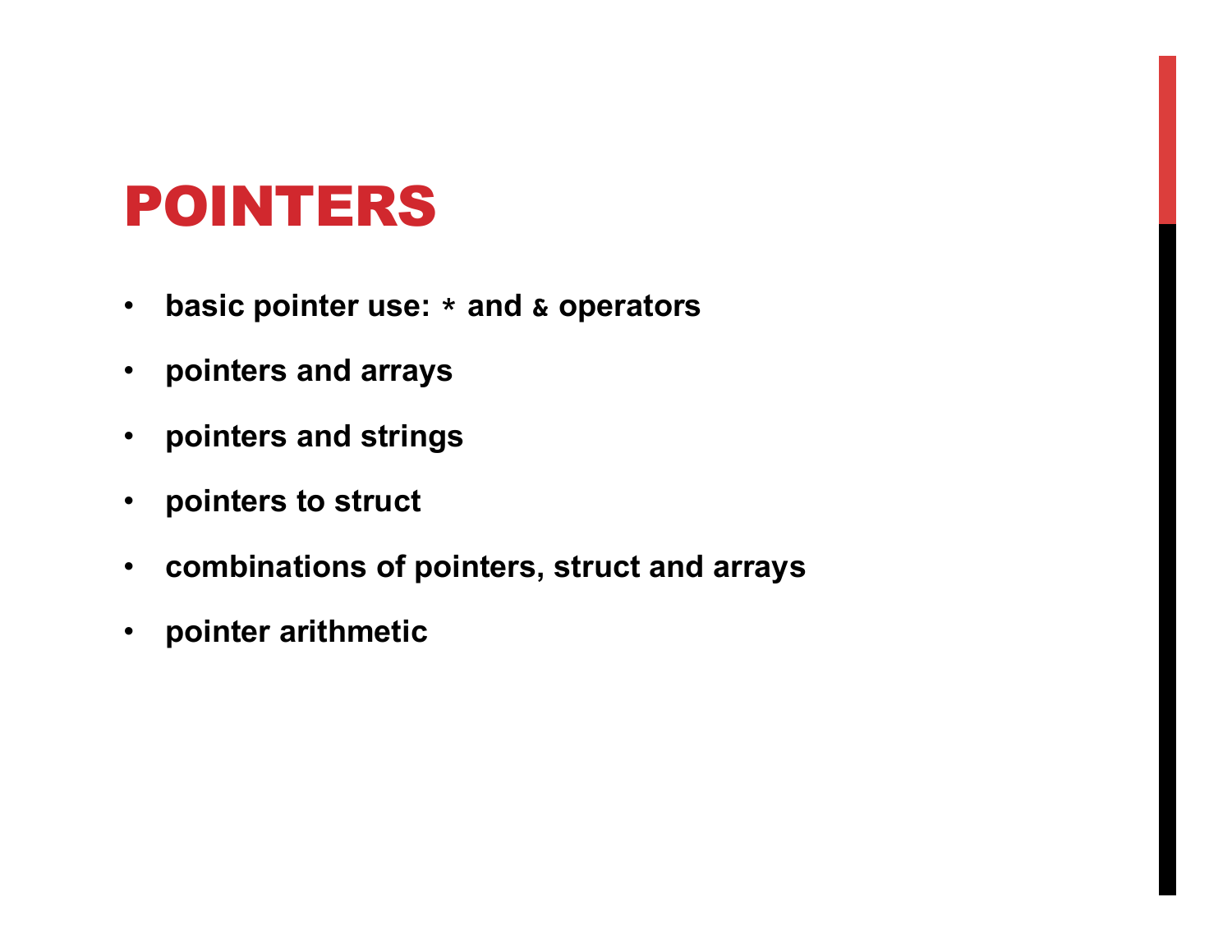# POINTERS

- **basic pointer use: `*` and `&` operators**
- **pointers and arrays**
- **pointers and strings**
- **pointers to struct**
- **combinations of pointers, struct and arrays**
- **pointer arithmetic**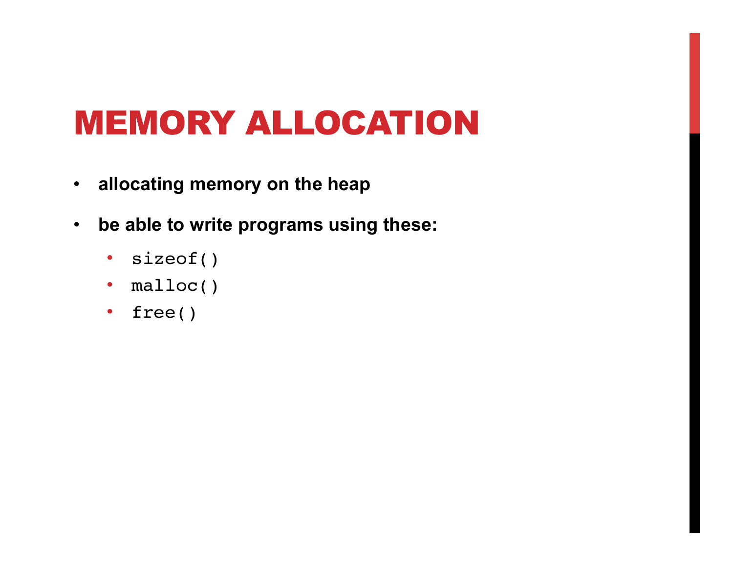# MEMORY ALLOCATION

- **allocating memory on the heap**
- **be able to write programs using these:**
  - `sizeof()`
  - `malloc()`
  - `free()`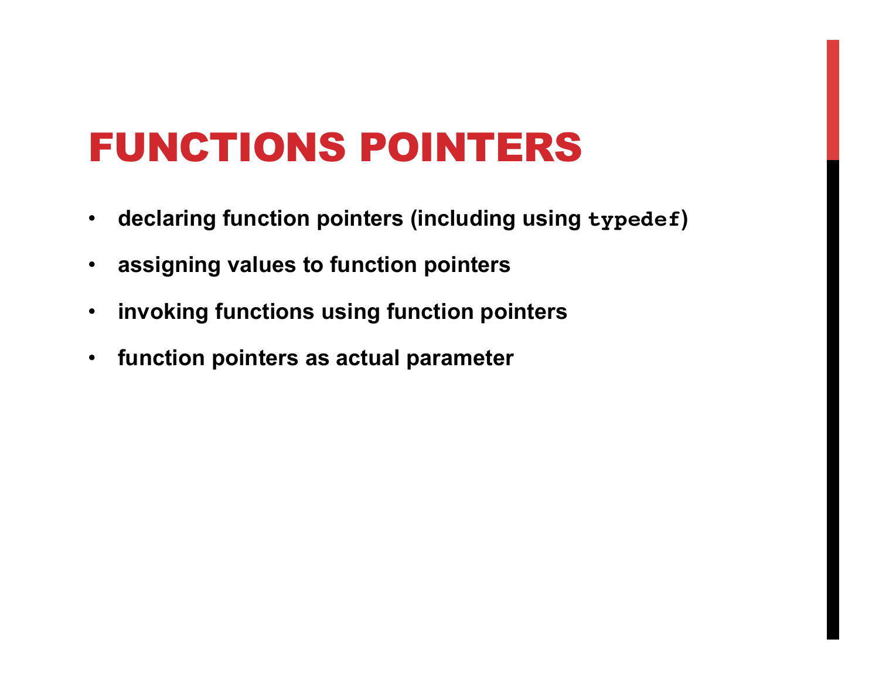# FUNCTIONS POINTERS

- **declaring function pointers (including using `typedef`)**
- **assigning values to function pointers**
- **invoking functions using function pointers**
- **function pointers as actual parameter**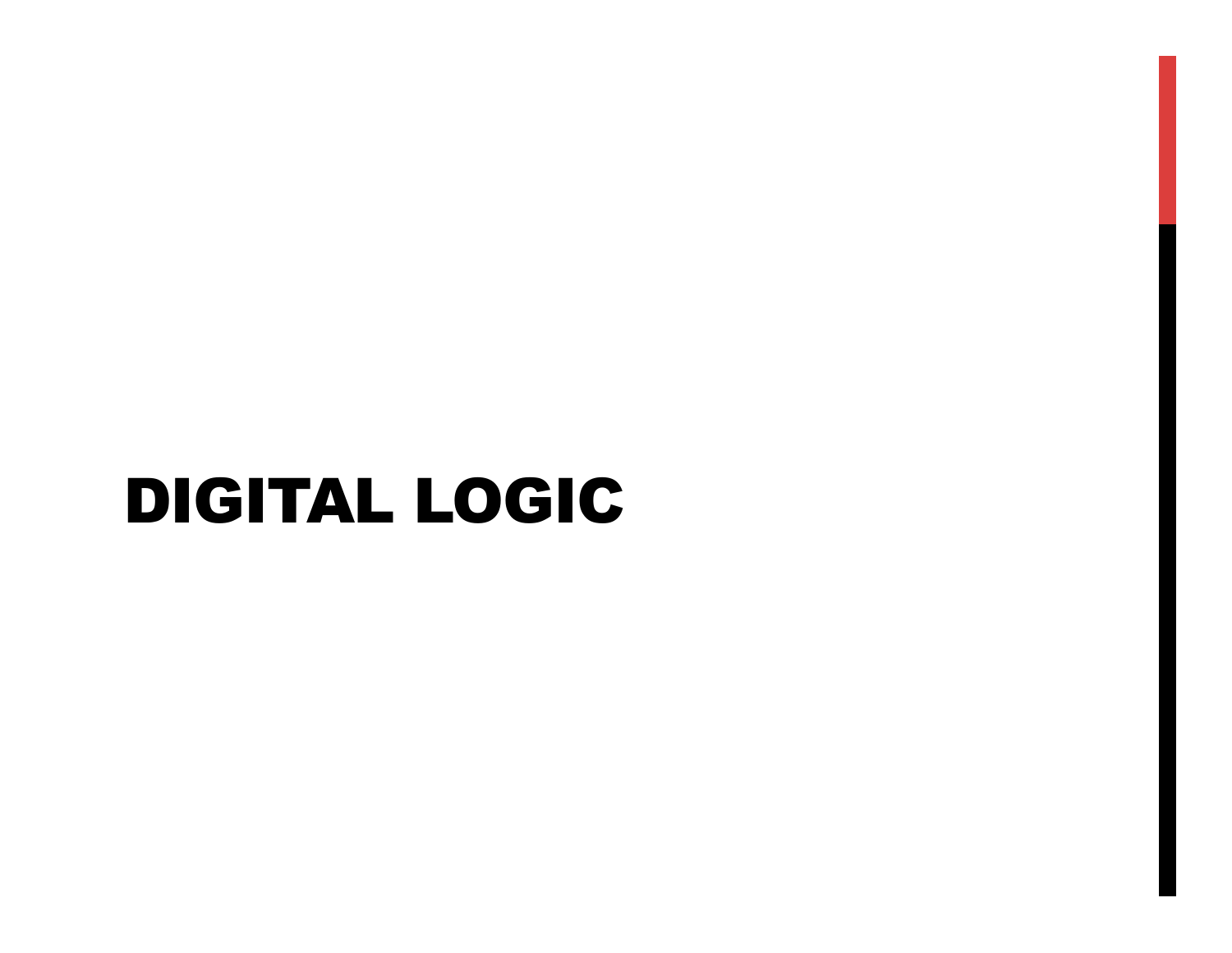# DIGITAL LOGIC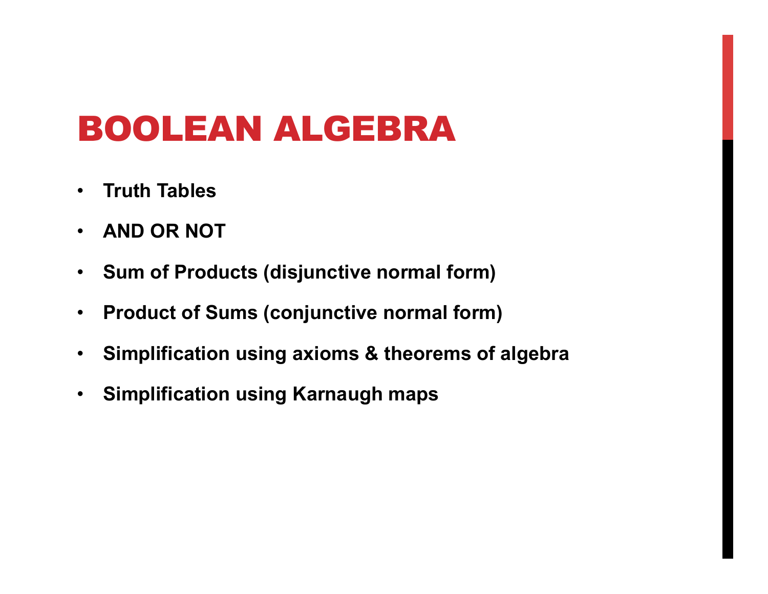# BOOLEAN ALGEBRA

- **Truth Tables**
- **AND OR NOT**
- **Sum of Products (disjunctive normal form)**
- **Product of Sums (conjunctive normal form)**
- **Simplification using axioms & theorems of algebra**
- **Simplification using Karnaugh maps**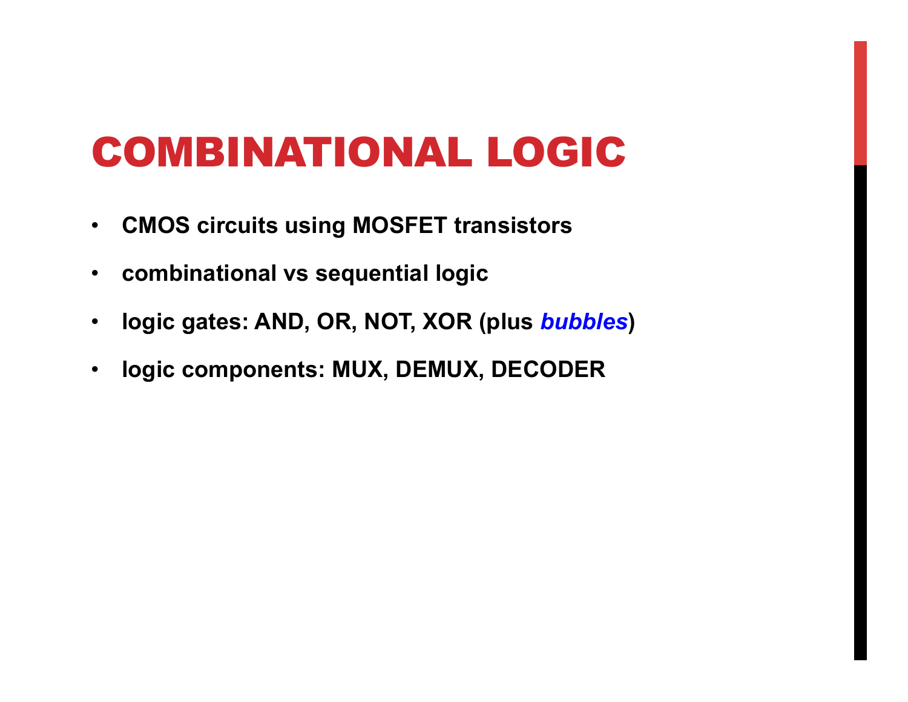# COMBINATIONAL LOGIC

- **CMOS circuits using MOSFET transistors**
- **combinational vs sequential logic**
- **logic gates: AND, OR, NOT, XOR (plus *bubbles*)**
- **logic components: MUX, DEMUX, DECODER**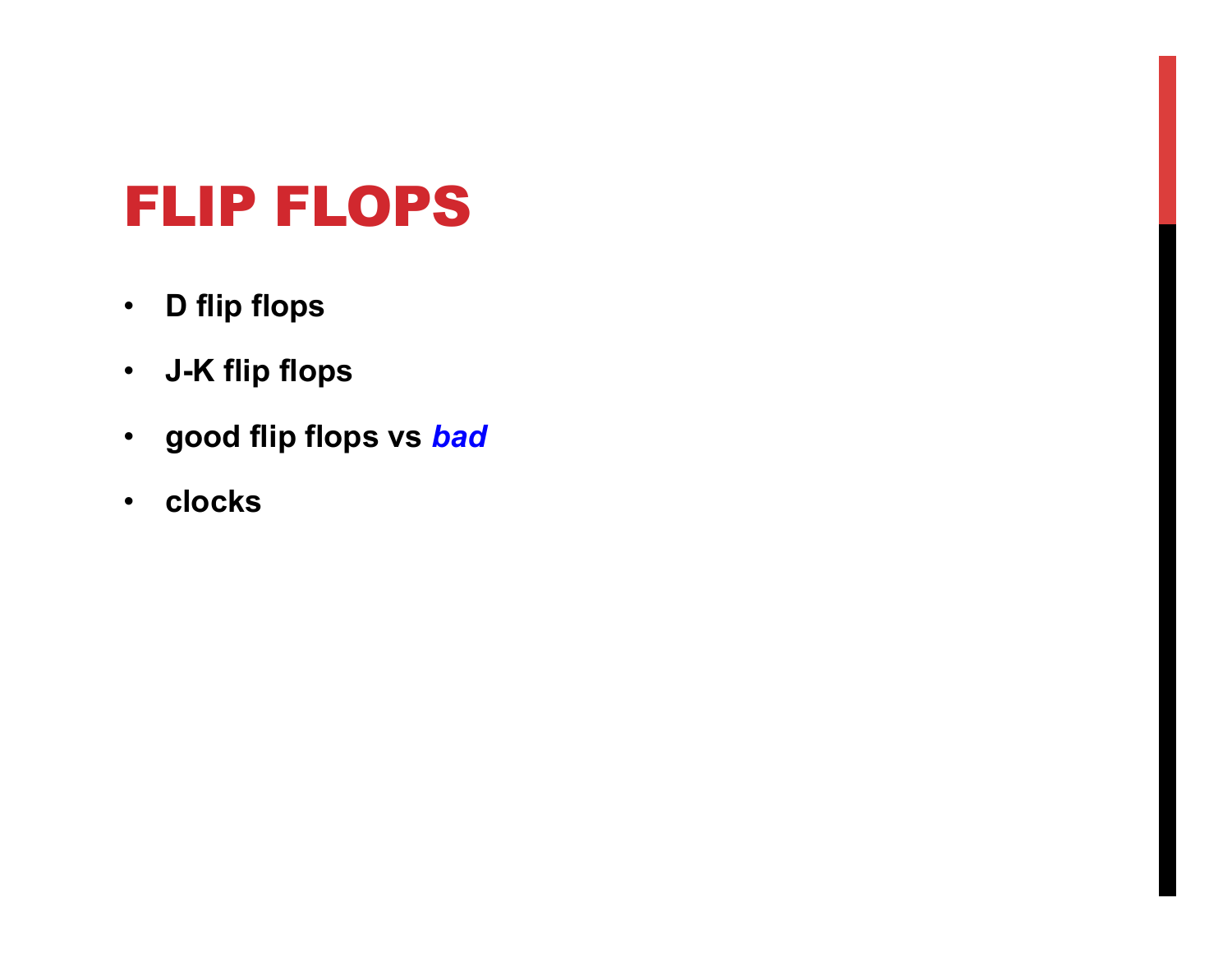# FLIP FLOPS

- **D flip flops**
- **J-K flip flops**
- **good flip flops vs *bad***
- **clocks**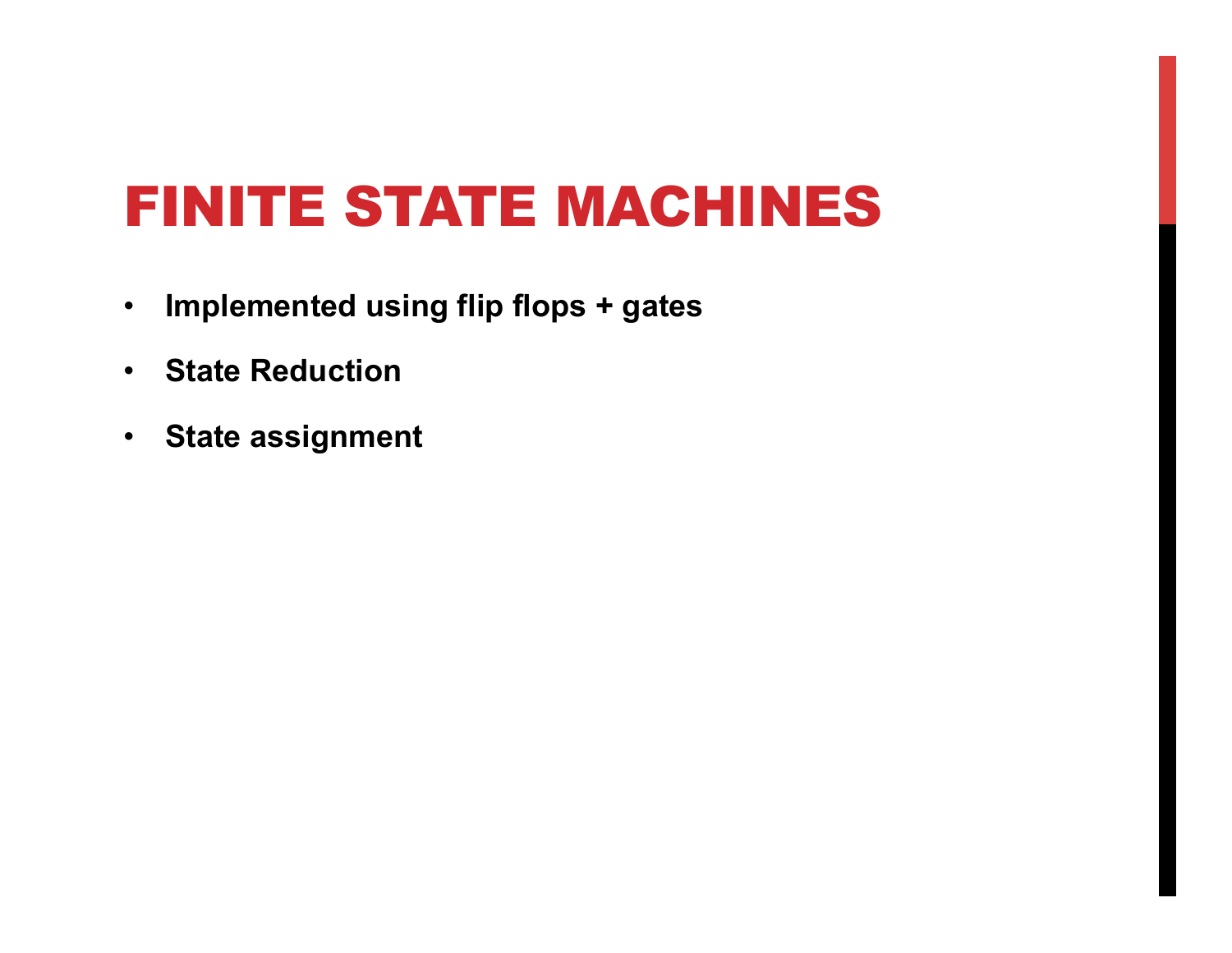# FINITE STATE MACHINES

- **Implemented using flip flops + gates**
- **State Reduction**
- **State assignment**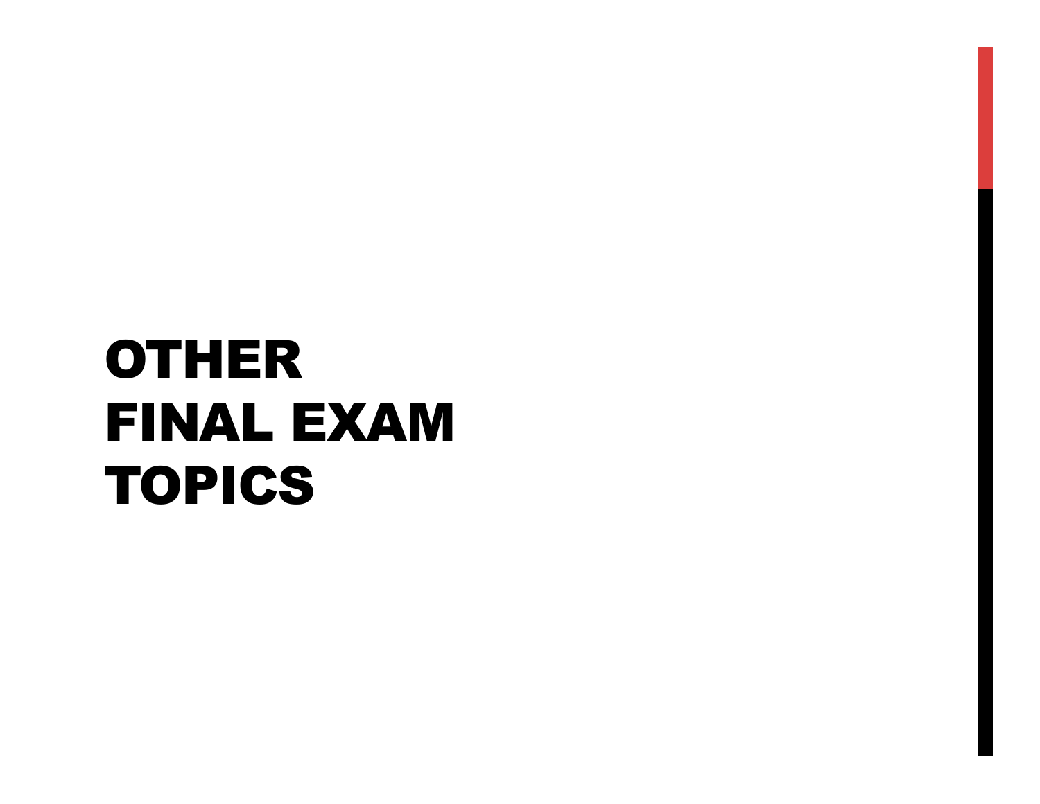# OTHER FINAL EXAM TOPICS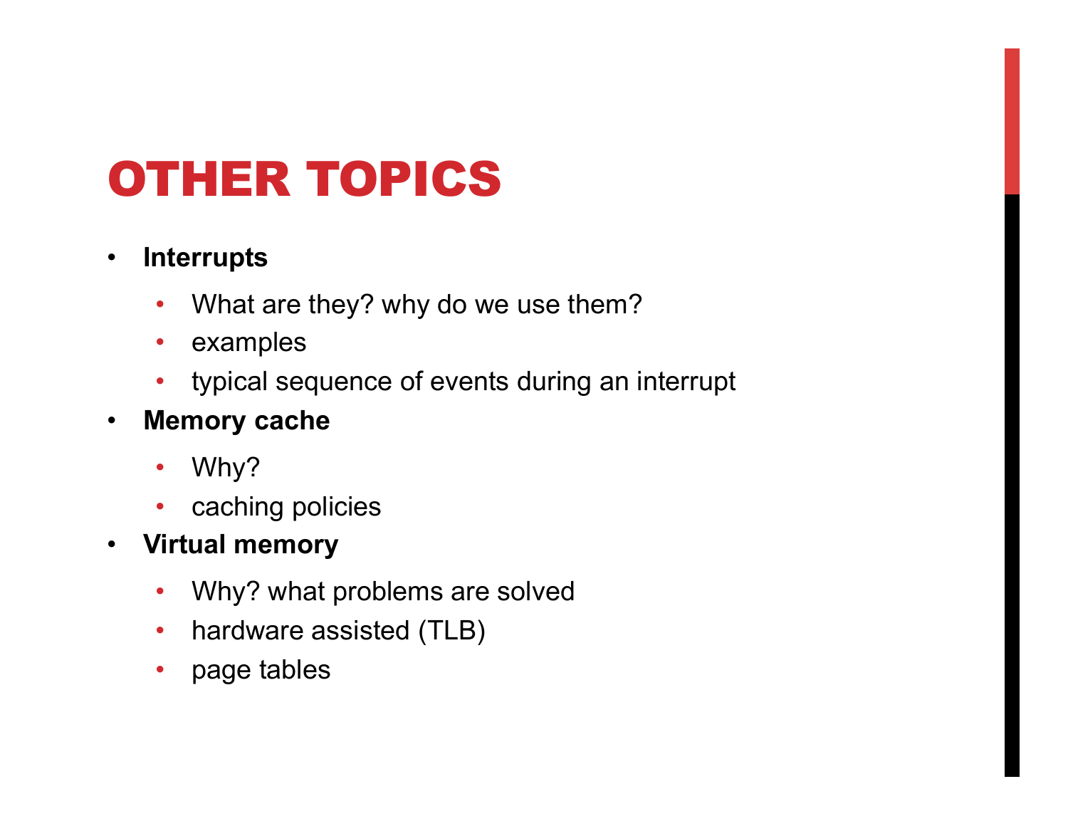# OTHER TOPICS

- **Interrupts**
  - What are they? why do we use them?
  - examples
  - typical sequence of events during an interrupt
- **Memory cache**
  - Why?
  - caching policies
- **Virtual memory**
  - Why? what problems are solved
  - hardware assisted (TLB)
  - page tables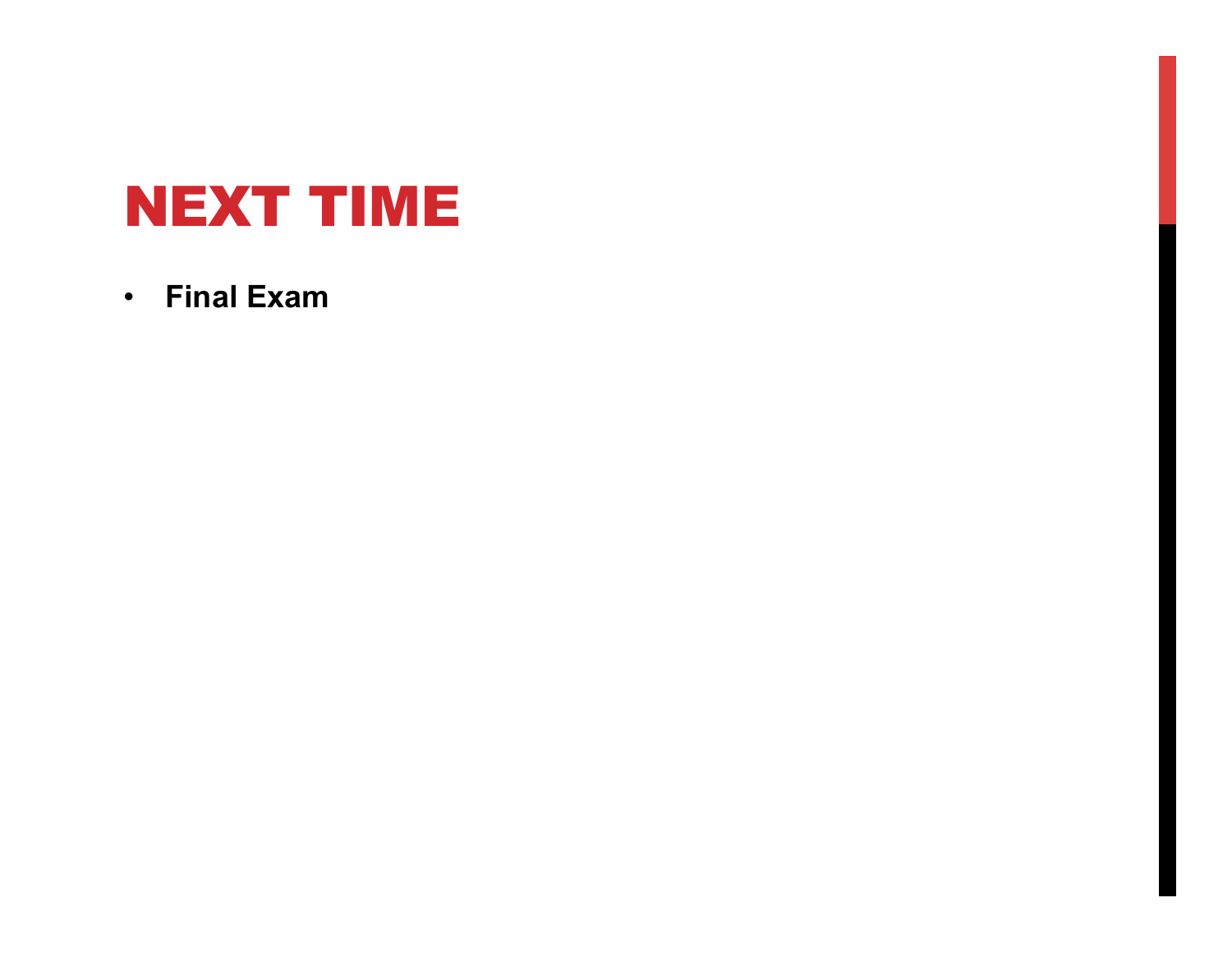# NEXT TIME

- **Final Exam**